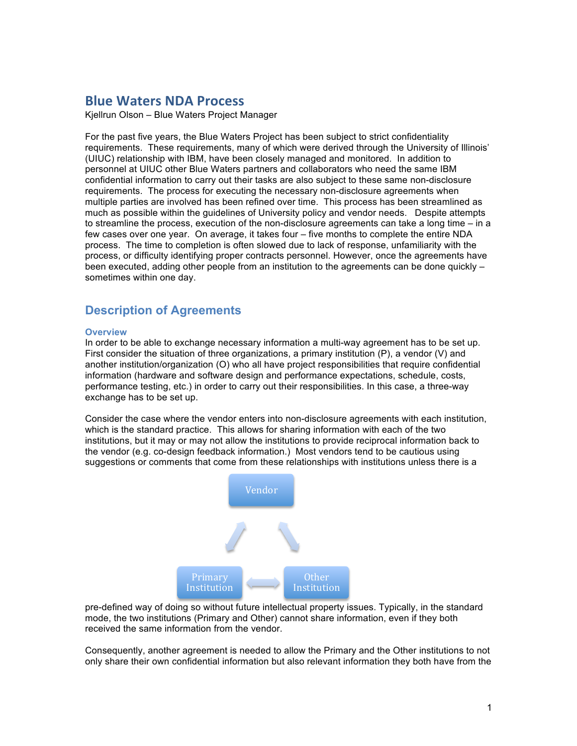# Blue Waters NDA Process

Kjellrun Olson – Blue Waters Project Manager

For the past five years, the Blue Waters Project has been subject to strict confidentiality requirements. These requirements, many of which were derived through the University of Illinois' (UIUC) relationship with IBM, have been closely managed and monitored. In addition to personnel at UIUC other Blue Waters partners and collaborators who need the same IBM confidential information to carry out their tasks are also subject to these same non-disclosure requirements. The process for executing the necessary non-disclosure agreements when multiple parties are involved has been refined over time. This process has been streamlined as much as possible within the guidelines of University policy and vendor needs. Despite attempts to streamline the process, execution of the non-disclosure agreements can take a long time – in a few cases over one year. On average, it takes four – five months to complete the entire NDA process. The time to completion is often slowed due to lack of response, unfamiliarity with the process, or difficulty identifying proper contracts personnel. However, once the agreements have been executed, adding other people from an institution to the agreements can be done quickly – sometimes within one day.

## Description of Agreements

### Overview

In order to be able to exchange necessary information a multi-way agreement has to be set up. First consider the situation of three organizations, a primary institution (P), a vendor (V) and another institution/organization (O) who all have project responsibilities that require confidential information (hardware and software design and performance expectations, schedule, costs, performance testing, etc.) in order to carry out their responsibilities. In this case, a three-way exchange has to be set up.

Consider the case where the vendor enters into non-disclosure agreements with each institution, which is the standard practice. This allows for sharing information with each of the two institutions, but it may or may not allow the institutions to provide reciprocal information back to the vendor (e.g. co-design feedback information.) Most vendors tend to be cautious using suggestions or comments that come from these relationships with institutions unless there is a pre-defined way of doing so without future intellectual property issues. Typically, in the standard mode, the two institutions (Primary and Other) cannot share information, even if they both received the same information from the vendor.

Consequently, another agreement is needed to allow the Primary and the Other institutions to not only share their own confidential information but also relevant information they both have from the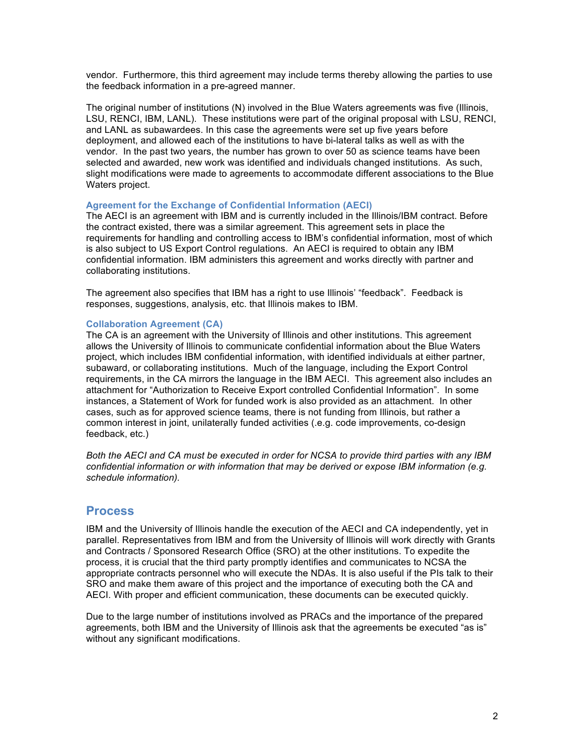vendor. Furthermore, this third agreement may include terms thereby allowing the parties to use the feedback information in a pre-agreed manner.

The original number of institutions (N) involved in the Blue Waters agreements was five (Illinois, LSU, RENCI, IBM, LANL). These institutions were part of the original proposal with LSU, RENCI, and LANL as subawardees. In this case the agreements were set up five years before deployment, and allowed each of the institutions to have bi-lateral talks as well as with the vendor. In the past two years, the number has grown to over 50 as science teams have been selected and awarded, new work was identified and individuals changed institutions. As such, slight modifications were made to agreements to accommodate different associations to the Blue Waters project.

### Agreement for the Exchange of Confidential Information (AECI)

The AECI is an agreement with IBM and is currently included in the Illinois/IBM contract. Before the contract existed, there was a similar agreement. This agreement sets in place the requirements for handling and controlling access to IBM's confidential information, most of which is also subject to US Export Control regulations. An AECI is required to obtain any IBM confidential information. IBM administers this agreement and works directly with partner and collaborating institutions.

The agreement also specifies that IBM has a right to use Illinois' "feedback". Feedback is responses, suggestions, analysis, etc. that Illinois makes to IBM.

### Collaboration Agreement (CA)

The CA is an agreement with the University of Illinois and other institutions. This agreement allows the University of Illinois to communicate confidential information about the Blue Waters project, which includes IBM confidential information, with identified individuals at either partner, subaward, or collaborating institutions. Much of the language, including the Export Control requirements, in the CA mirrors the language in the IBM AECI. This agreement also includes an attachment for "Authorization to Receive Export controlled Confidential Information". In some instances, a Statement of Work for funded work is also provided as an attachment. In other cases, such as for approved science teams, there is not funding from Illinois, but rather a common interest in joint, unilaterally funded activities (.e.g. code improvements, co-design feedback, etc.)

*Both the AECI and CA must be executed in order for NCSA to provide third parties with any IBM confidential information or with information that may be derived or expose IBM information (e.g. schedule information).*

## Process

IBM and the University of Illinois handle the execution of the AECI and CA independently, yet in parallel. Representatives from IBM and from the University of Illinois will work directly with Grants and Contracts / Sponsored Research Office (SRO) at the other institutions. To expedite the process, it is crucial that the third party promptly identifies and communicates to NCSA the appropriate contracts personnel who will execute the NDAs. It is also useful if the PIs talk to their SRO and make them aware of this project and the importance of executing both the CA and AECI. With proper and efficient communication, these documents can be executed quickly.

Due to the large number of institutions involved as PRACs and the importance of the prepared agreements, both IBM and the University of Illinois ask that the agreements be executed "as is" without any significant modifications.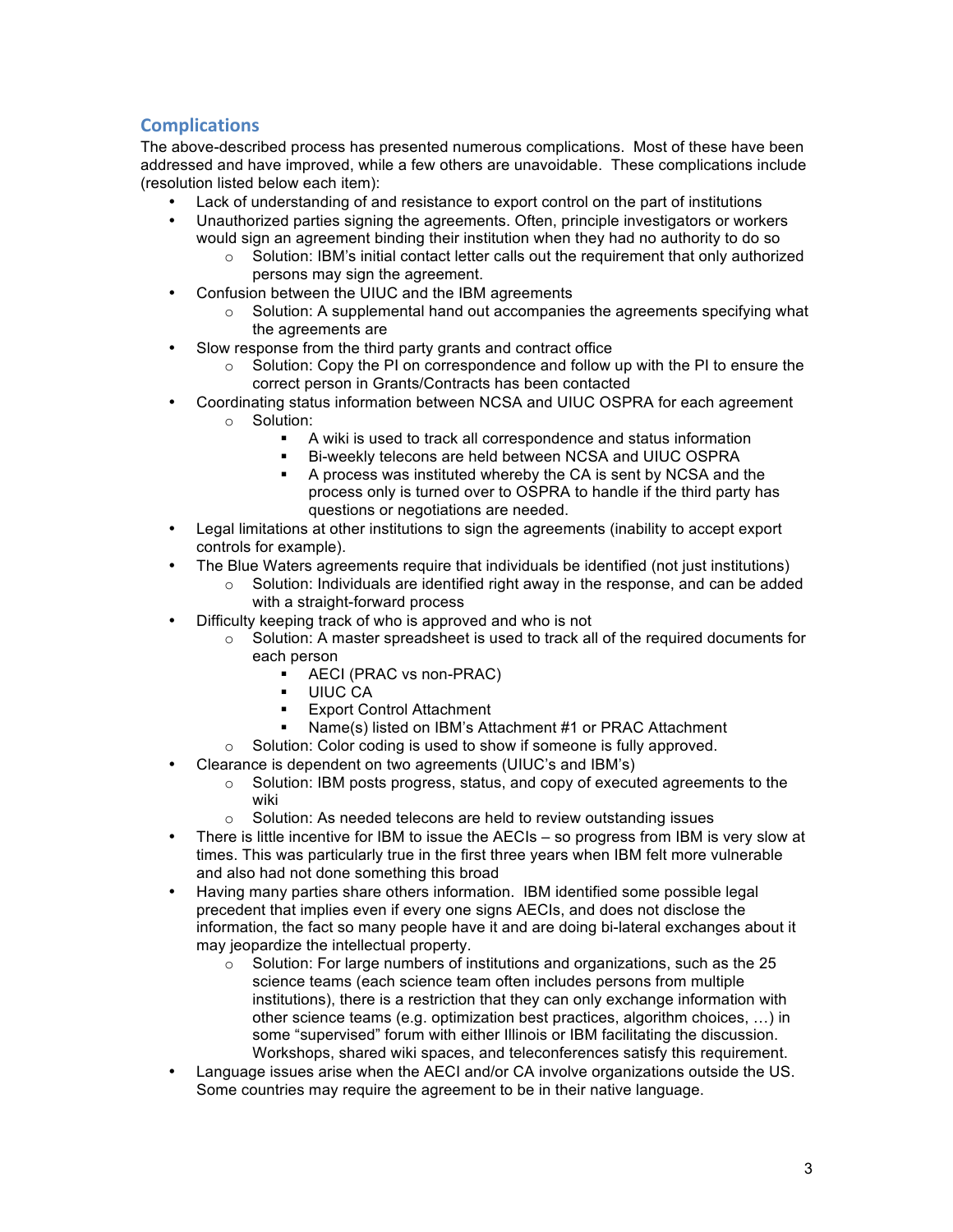## Complications

The above-described process has presented numerous complications. Most of these have been addressed and have improved, while a few others are unavoidable. These complications include (resolution listed below each item):

- Lack of understanding of and resistance to export control on the part of institutions
- Unauthorized parties signing the agreements. Often, principle investigators or workers would sign an agreement binding their institution when they had no authority to do so
  - Solution: IBM's initial contact letter calls out the requirement that only authorized persons may sign the agreement.
- Confusion between the UIUC and the IBM agreements
  - Solution: A supplemental hand out accompanies the agreements specifying what the agreements are
- Slow response from the third party grants and contract office
  - Solution: Copy the PI on correspondence and follow up with the PI to ensure the correct person in Grants/Contracts has been contacted
- Coordinating status information between NCSA and UIUC OSPRA for each agreement
  - Solution:
    - A wiki is used to track all correspondence and status information
    - Bi-weekly telecons are held between NCSA and UIUC OSPRA
    - A process was instituted whereby the CA is sent by NCSA and the process only is turned over to OSPRA to handle if the third party has questions or negotiations are needed.
- Legal limitations at other institutions to sign the agreements (inability to accept export controls for example).
- The Blue Waters agreements require that individuals be identified (not just institutions)
  - Solution: Individuals are identified right away in the response, and can be added with a straight-forward process
- Difficulty keeping track of who is approved and who is not
  - Solution: A master spreadsheet is used to track all of the required documents for each person
    - AECI (PRAC vs non-PRAC)
    - UIUC CA
    - Export Control Attachment
    - Name(s) listed on IBM's Attachment #1 or PRAC Attachment
  - Solution: Color coding is used to show if someone is fully approved.
- Clearance is dependent on two agreements (UIUC's and IBM's)
  - Solution: IBM posts progress, status, and copy of executed agreements to the wiki
  - Solution: As needed telecons are held to review outstanding issues
- There is little incentive for IBM to issue the AECIs – so progress from IBM is very slow at times. This was particularly true in the first three years when IBM felt more vulnerable and also had not done something this broad
- Having many parties share others information. IBM identified some possible legal precedent that implies even if every one signs AECIs, and does not disclose the information, the fact so many people have it and are doing bi-lateral exchanges about it may jeopardize the intellectual property.
  - Solution: For large numbers of institutions and organizations, such as the 25 science teams (each science team often includes persons from multiple institutions), there is a restriction that they can only exchange information with other science teams (e.g. optimization best practices, algorithm choices, …) in some "supervised" forum with either Illinois or IBM facilitating the discussion. Workshops, shared wiki spaces, and teleconferences satisfy this requirement.
- Language issues arise when the AECI and/or CA involve organizations outside the US. Some countries may require the agreement to be in their native language.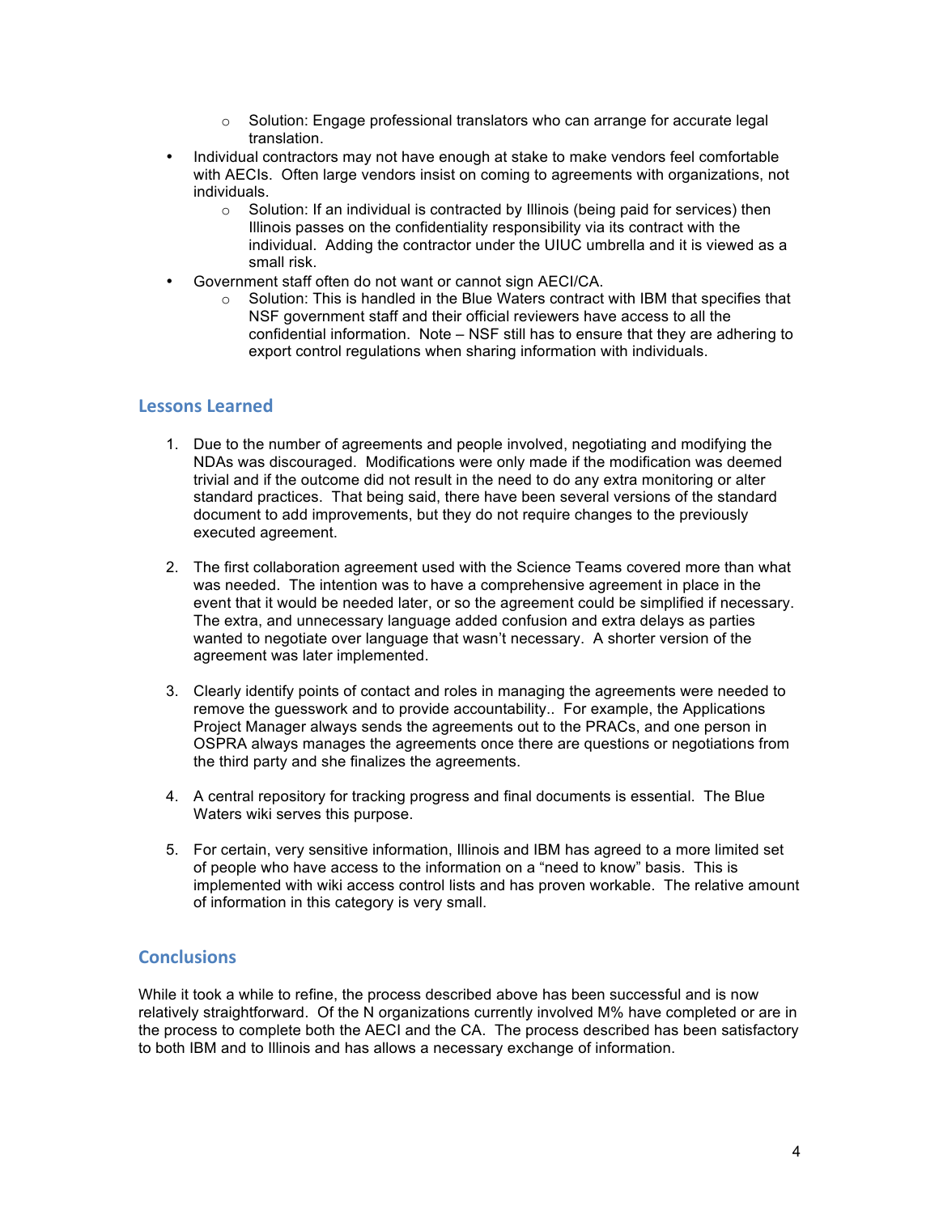- Solution: Engage professional translators who can arrange for accurate legal translation.
- Individual contractors may not have enough at stake to make vendors feel comfortable with AECIs. Often large vendors insist on coming to agreements with organizations, not individuals.
    - Solution: If an individual is contracted by Illinois (being paid for services) then Illinois passes on the confidentiality responsibility via its contract with the individual. Adding the contractor under the UIUC umbrella and it is viewed as a small risk.
- Government staff often do not want or cannot sign AECI/CA.
    - Solution: This is handled in the Blue Waters contract with IBM that specifies that NSF government staff and their official reviewers have access to all the confidential information. Note – NSF still has to ensure that they are adhering to export control regulations when sharing information with individuals.

## Lessons Learned

1. Due to the number of agreements and people involved, negotiating and modifying the NDAs was discouraged. Modifications were only made if the modification was deemed trivial and if the outcome did not result in the need to do any extra monitoring or alter standard practices. That being said, there have been several versions of the standard document to add improvements, but they do not require changes to the previously executed agreement.

2. The first collaboration agreement used with the Science Teams covered more than what was needed. The intention was to have a comprehensive agreement in place in the event that it would be needed later, or so the agreement could be simplified if necessary. The extra, and unnecessary language added confusion and extra delays as parties wanted to negotiate over language that wasn't necessary. A shorter version of the agreement was later implemented.

3. Clearly identify points of contact and roles in managing the agreements were needed to remove the guesswork and to provide accountability.. For example, the Applications Project Manager always sends the agreements out to the PRACs, and one person in OSPRA always manages the agreements once there are questions or negotiations from the third party and she finalizes the agreements.

4. A central repository for tracking progress and final documents is essential. The Blue Waters wiki serves this purpose.

5. For certain, very sensitive information, Illinois and IBM has agreed to a more limited set of people who have access to the information on a "need to know" basis. This is implemented with wiki access control lists and has proven workable. The relative amount of information in this category is very small.

## Conclusions

While it took a while to refine, the process described above has been successful and is now relatively straightforward. Of the N organizations currently involved M% have completed or are in the process to complete both the AECI and the CA. The process described has been satisfactory to both IBM and to Illinois and has allows a necessary exchange of information.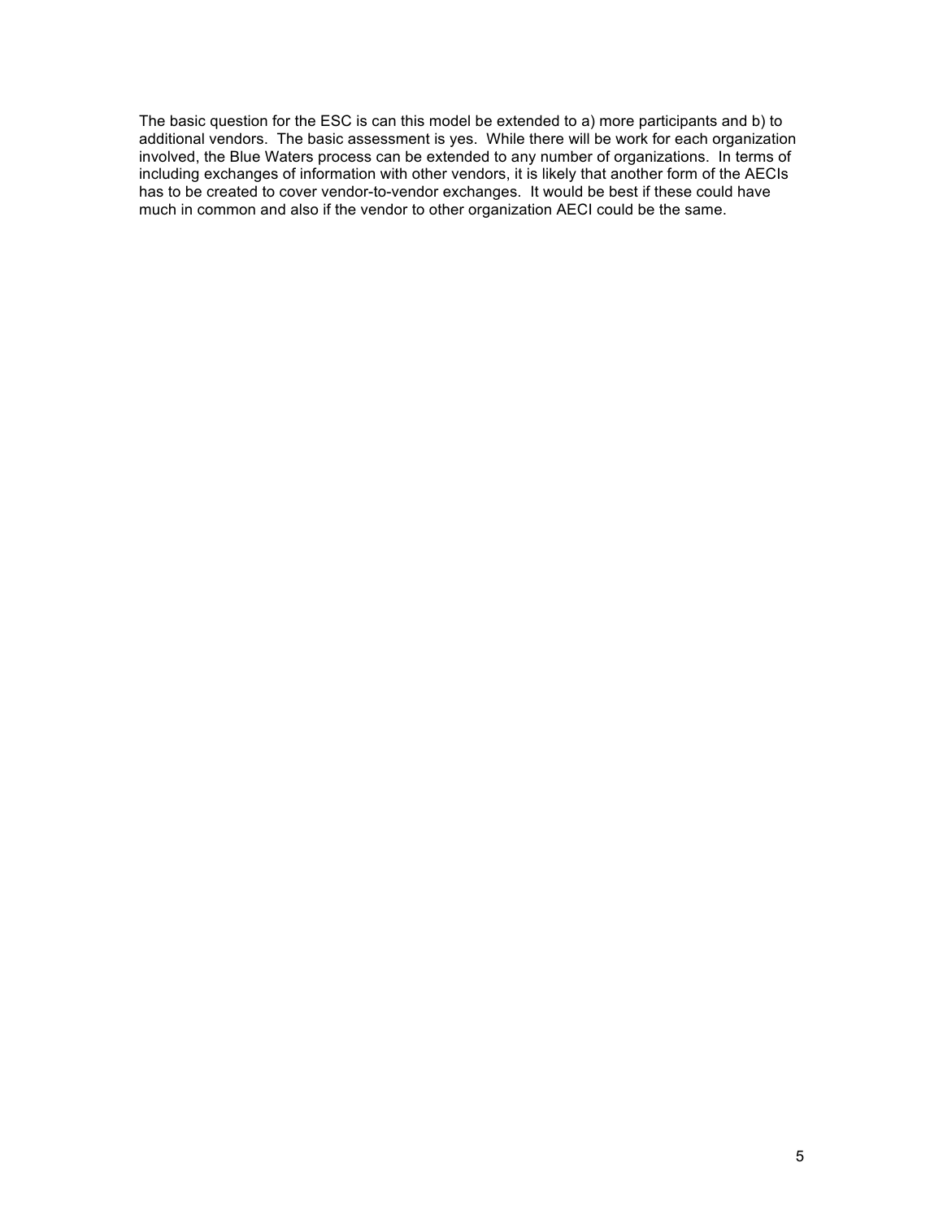The basic question for the ESC is can this model be extended to a) more participants and b) to additional vendors. The basic assessment is yes. While there will be work for each organization involved, the Blue Waters process can be extended to any number of organizations. In terms of including exchanges of information with other vendors, it is likely that another form of the AECIs has to be created to cover vendor-to-vendor exchanges. It would be best if these could have much in common and also if the vendor to other organization AECI could be the same.